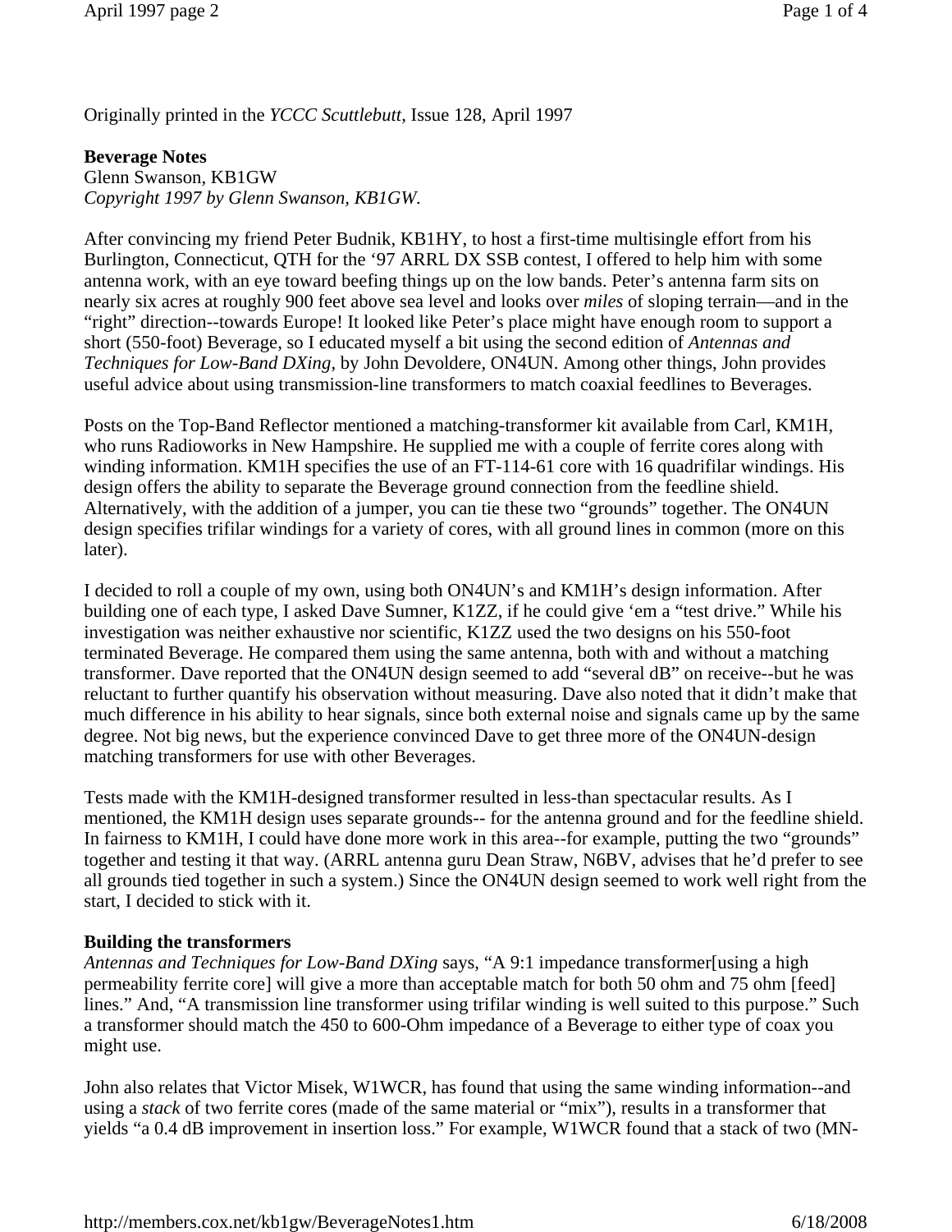Originally printed in the *YCCC Scuttlebutt*, Issue 128, April 1997

**Beverage Notes**
Glenn Swanson, KB1GW
*Copyright 1997 by Glenn Swanson, KB1GW.*

After convincing my friend Peter Budnik, KB1HY, to host a first-time multisingle effort from his Burlington, Connecticut, QTH for the '97 ARRL DX SSB contest, I offered to help him with some antenna work, with an eye toward beefing things up on the low bands. Peter's antenna farm sits on nearly six acres at roughly 900 feet above sea level and looks over *miles* of sloping terrain—and in the "right" direction--towards Europe! It looked like Peter's place might have enough room to support a short (550-foot) Beverage, so I educated myself a bit using the second edition of *Antennas and Techniques for Low-Band DXing*, by John Devoldere, ON4UN. Among other things, John provides useful advice about using transmission-line transformers to match coaxial feedlines to Beverages.

Posts on the Top-Band Reflector mentioned a matching-transformer kit available from Carl, KM1H, who runs Radioworks in New Hampshire. He supplied me with a couple of ferrite cores along with winding information. KM1H specifies the use of an FT-114-61 core with 16 quadrifilar windings. His design offers the ability to separate the Beverage ground connection from the feedline shield. Alternatively, with the addition of a jumper, you can tie these two "grounds" together. The ON4UN design specifies trifilar windings for a variety of cores, with all ground lines in common (more on this later).

I decided to roll a couple of my own, using both ON4UN's and KM1H's design information. After building one of each type, I asked Dave Sumner, K1ZZ, if he could give 'em a "test drive." While his investigation was neither exhaustive nor scientific, K1ZZ used the two designs on his 550-foot terminated Beverage. He compared them using the same antenna, both with and without a matching transformer. Dave reported that the ON4UN design seemed to add "several dB" on receive--but he was reluctant to further quantify his observation without measuring. Dave also noted that it didn't make that much difference in his ability to hear signals, since both external noise and signals came up by the same degree. Not big news, but the experience convinced Dave to get three more of the ON4UN-design matching transformers for use with other Beverages.

Tests made with the KM1H-designed transformer resulted in less-than spectacular results. As I mentioned, the KM1H design uses separate grounds-- for the antenna ground and for the feedline shield. In fairness to KM1H, I could have done more work in this area--for example, putting the two "grounds" together and testing it that way. (ARRL antenna guru Dean Straw, N6BV, advises that he'd prefer to see all grounds tied together in such a system.) Since the ON4UN design seemed to work well right from the start, I decided to stick with it.

**Building the transformers**
*Antennas and Techniques for Low-Band DXing* says, "A 9:1 impedance transformer[using a high permeability ferrite core] will give a more than acceptable match for both 50 ohm and 75 ohm [feed] lines." And, "A transmission line transformer using trifilar winding is well suited to this purpose." Such a transformer should match the 450 to 600-Ohm impedance of a Beverage to either type of coax you might use.

John also relates that Victor Misek, W1WCR, has found that using the same winding information--and using a *stack* of two ferrite cores (made of the same material or "mix"), results in a transformer that yields "a 0.4 dB improvement in insertion loss." For example, W1WCR found that a stack of two (MN-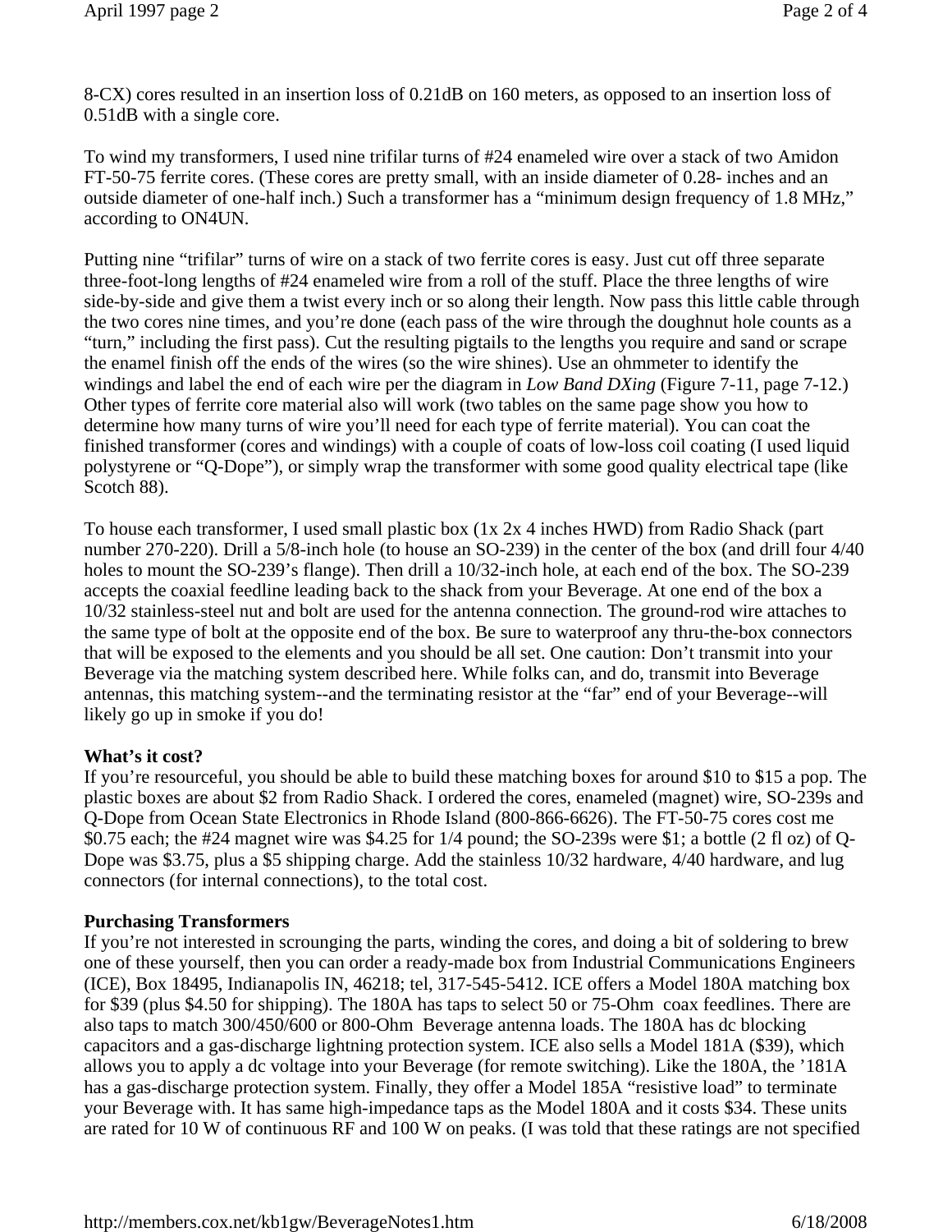8-CX) cores resulted in an insertion loss of 0.21dB on 160 meters, as opposed to an insertion loss of 0.51dB with a single core.

To wind my transformers, I used nine trifilar turns of #24 enameled wire over a stack of two Amidon FT-50-75 ferrite cores. (These cores are pretty small, with an inside diameter of 0.28- inches and an outside diameter of one-half inch.) Such a transformer has a "minimum design frequency of 1.8 MHz," according to ON4UN.

Putting nine "trifilar" turns of wire on a stack of two ferrite cores is easy. Just cut off three separate three-foot-long lengths of #24 enameled wire from a roll of the stuff. Place the three lengths of wire side-by-side and give them a twist every inch or so along their length. Now pass this little cable through the two cores nine times, and you're done (each pass of the wire through the doughnut hole counts as a "turn," including the first pass). Cut the resulting pigtails to the lengths you require and sand or scrape the enamel finish off the ends of the wires (so the wire shines). Use an ohmmeter to identify the windings and label the end of each wire per the diagram in *Low Band DXing* (Figure 7-11, page 7-12.) Other types of ferrite core material also will work (two tables on the same page show you how to determine how many turns of wire you'll need for each type of ferrite material). You can coat the finished transformer (cores and windings) with a couple of coats of low-loss coil coating (I used liquid polystyrene or "Q-Dope"), or simply wrap the transformer with some good quality electrical tape (like Scotch 88).

To house each transformer, I used small plastic box (1x 2x 4 inches HWD) from Radio Shack (part number 270-220). Drill a 5/8-inch hole (to house an SO-239) in the center of the box (and drill four 4/40 holes to mount the SO-239's flange). Then drill a 10/32-inch hole, at each end of the box. The SO-239 accepts the coaxial feedline leading back to the shack from your Beverage. At one end of the box a 10/32 stainless-steel nut and bolt are used for the antenna connection. The ground-rod wire attaches to the same type of bolt at the opposite end of the box. Be sure to waterproof any thru-the-box connectors that will be exposed to the elements and you should be all set. One caution: Don't transmit into your Beverage via the matching system described here. While folks can, and do, transmit into Beverage antennas, this matching system--and the terminating resistor at the "far" end of your Beverage--will likely go up in smoke if you do!

**What's it cost?**

If you're resourceful, you should be able to build these matching boxes for around $10 to $15 a pop. The plastic boxes are about $2 from Radio Shack. I ordered the cores, enameled (magnet) wire, SO-239s and Q-Dope from Ocean State Electronics in Rhode Island (800-866-6626). The FT-50-75 cores cost me $0.75 each; the #24 magnet wire was $4.25 for 1/4 pound; the SO-239s were $1; a bottle (2 fl oz) of Q-Dope was $3.75, plus a $5 shipping charge. Add the stainless 10/32 hardware, 4/40 hardware, and lug connectors (for internal connections), to the total cost.

**Purchasing Transformers**

If you're not interested in scrounging the parts, winding the cores, and doing a bit of soldering to brew one of these yourself, then you can order a ready-made box from Industrial Communications Engineers (ICE), Box 18495, Indianapolis IN, 46218; tel, 317-545-5412. ICE offers a Model 180A matching box for $39 (plus $4.50 for shipping). The 180A has taps to select 50 or 75-Ohm coax feedlines. There are also taps to match 300/450/600 or 800-Ohm Beverage antenna loads. The 180A has dc blocking capacitors and a gas-discharge lightning protection system. ICE also sells a Model 181A ($39), which allows you to apply a dc voltage into your Beverage (for remote switching). Like the 180A, the '181A has a gas-discharge protection system. Finally, they offer a Model 185A "resistive load" to terminate your Beverage with. It has same high-impedance taps as the Model 180A and it costs $34. These units are rated for 10 W of continuous RF and 100 W on peaks. (I was told that these ratings are not specified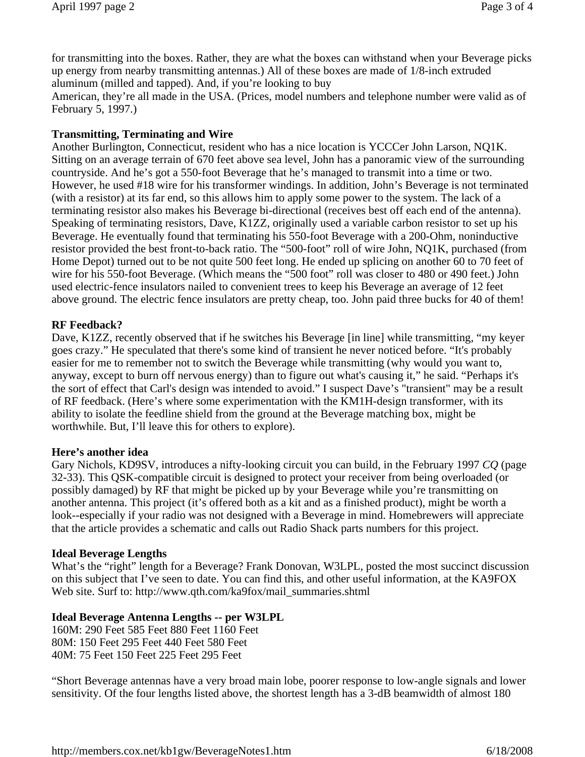for transmitting into the boxes. Rather, they are what the boxes can withstand when your Beverage picks up energy from nearby transmitting antennas.) All of these boxes are made of 1/8-inch extruded aluminum (milled and tapped). And, if you're looking to buy
American, they're all made in the USA. (Prices, model numbers and telephone number were valid as of February 5, 1997.)

**Transmitting, Terminating and Wire**

Another Burlington, Connecticut, resident who has a nice location is YCCCer John Larson, NQ1K. Sitting on an average terrain of 670 feet above sea level, John has a panoramic view of the surrounding countryside. And he's got a 550-foot Beverage that he's managed to transmit into a time or two. However, he used #18 wire for his transformer windings. In addition, John's Beverage is not terminated (with a resistor) at its far end, so this allows him to apply some power to the system. The lack of a terminating resistor also makes his Beverage bi-directional (receives best off each end of the antenna). Speaking of terminating resistors, Dave, K1ZZ, originally used a variable carbon resistor to set up his Beverage. He eventually found that terminating his 550-foot Beverage with a 200-Ohm, noninductive resistor provided the best front-to-back ratio. The "500-foot" roll of wire John, NQ1K, purchased (from Home Depot) turned out to be not quite 500 feet long. He ended up splicing on another 60 to 70 feet of wire for his 550-foot Beverage. (Which means the "500 foot" roll was closer to 480 or 490 feet.) John used electric-fence insulators nailed to convenient trees to keep his Beverage an average of 12 feet above ground. The electric fence insulators are pretty cheap, too. John paid three bucks for 40 of them!

**RF Feedback?**

Dave, K1ZZ, recently observed that if he switches his Beverage [in line] while transmitting, "my keyer goes crazy." He speculated that there's some kind of transient he never noticed before. "It's probably easier for me to remember not to switch the Beverage while transmitting (why would you want to, anyway, except to burn off nervous energy) than to figure out what's causing it," he said. "Perhaps it's the sort of effect that Carl's design was intended to avoid." I suspect Dave's "transient" may be a result of RF feedback. (Here's where some experimentation with the KM1H-design transformer, with its ability to isolate the feedline shield from the ground at the Beverage matching box, might be worthwhile. But, I'll leave this for others to explore).

**Here's another idea**

Gary Nichols, KD9SV, introduces a nifty-looking circuit you can build, in the February 1997 *CQ* (page 32-33). This QSK-compatible circuit is designed to protect your receiver from being overloaded (or possibly damaged) by RF that might be picked up by your Beverage while you're transmitting on another antenna. This project (it's offered both as a kit and as a finished product), might be worth a look--especially if your radio was not designed with a Beverage in mind. Homebrewers will appreciate that the article provides a schematic and calls out Radio Shack parts numbers for this project.

**Ideal Beverage Lengths**

What's the "right" length for a Beverage? Frank Donovan, W3LPL, posted the most succinct discussion on this subject that I've seen to date. You can find this, and other useful information, at the KA9FOX Web site. Surf to: http://www.qth.com/ka9fox/mail_summaries.shtml

**Ideal Beverage Antenna Lengths -- per W3LPL**

160M: 290 Feet 585 Feet 880 Feet 1160 Feet
80M: 150 Feet 295 Feet 440 Feet 580 Feet
40M: 75 Feet 150 Feet 225 Feet 295 Feet

"Short Beverage antennas have a very broad main lobe, poorer response to low-angle signals and lower sensitivity. Of the four lengths listed above, the shortest length has a 3-dB beamwidth of almost 180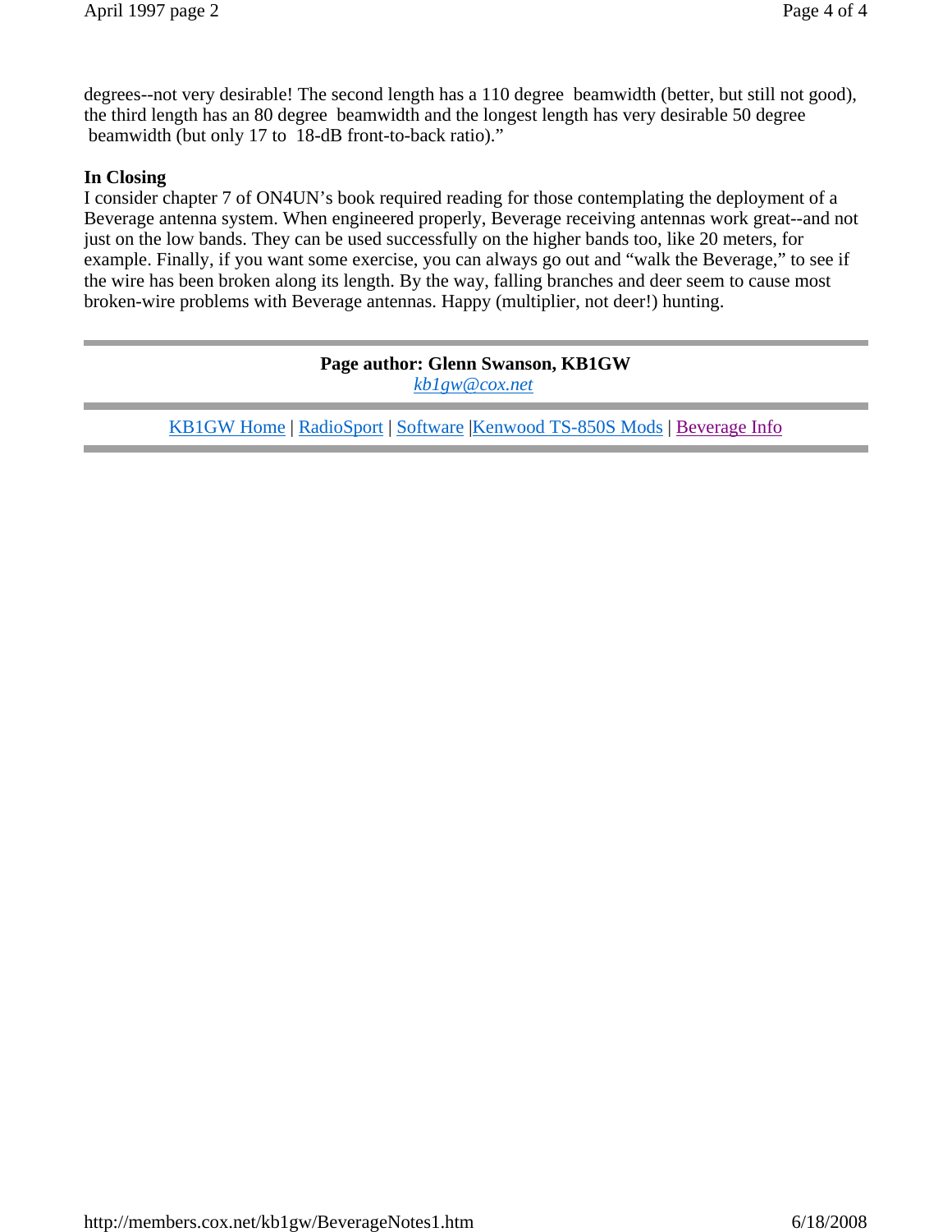degrees--not very desirable! The second length has a 110 degree beamwidth (better, but still not good), the third length has an 80 degree beamwidth and the longest length has very desirable 50 degree beamwidth (but only 17 to 18-dB front-to-back ratio)."

**In Closing**

I consider chapter 7 of ON4UN's book required reading for those contemplating the deployment of a Beverage antenna system. When engineered properly, Beverage receiving antennas work great--and not just on the low bands. They can be used successfully on the higher bands too, like 20 meters, for example. Finally, if you want some exercise, you can always go out and "walk the Beverage," to see if the wire has been broken along its length. By the way, falling branches and deer seem to cause most broken-wire problems with Beverage antennas. Happy (multiplier, not deer!) hunting.

---

**Page author: Glenn Swanson, KB1GW**

*kb1gw@cox.net*

---

KB1GW Home | RadioSport | Software |Kenwood TS-850S Mods | Beverage Info

---